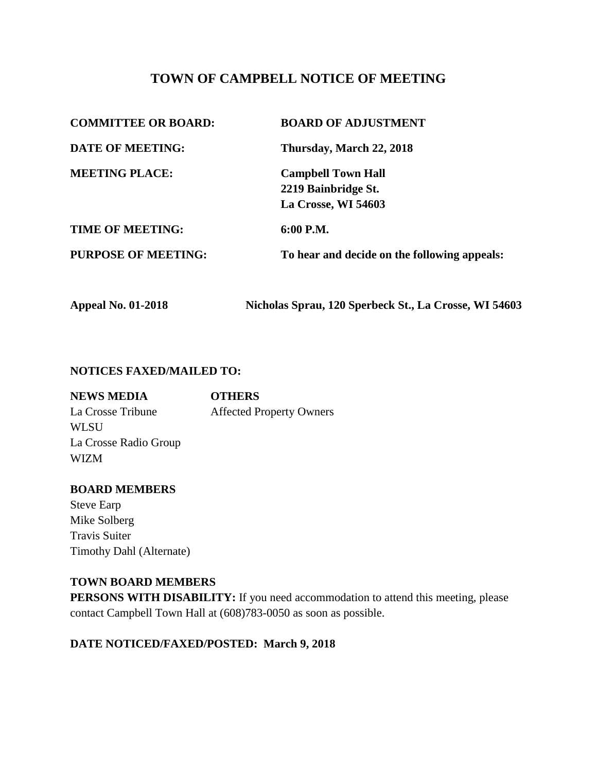# TOWN OF CAMPBELL NOTICE OF MEETING

**COMMITTEE OR BOARD:** **BOARD OF ADJUSTMENT**

**DATE OF MEETING:** **Thursday, March 22, 2018**

**MEETING PLACE:** **Campbell Town Hall**
**2219 Bainbridge St.**
**La Crosse, WI 54603**

**TIME OF MEETING:** **6:00 P.M.**

**PURPOSE OF MEETING:** **To hear and decide on the following appeals:**

**Appeal No. 01-2018** **Nicholas Sprau, 120 Sperbeck St., La Crosse, WI 54603**

**NOTICES FAXED/MAILED TO:**

**NEWS MEDIA**
La Crosse Tribune
WLSU
La Crosse Radio Group
WIZM

**OTHERS**
Affected Property Owners

**BOARD MEMBERS**
Steve Earp
Mike Solberg
Travis Suiter
Timothy Dahl (Alternate)

**TOWN BOARD MEMBERS**

**PERSONS WITH DISABILITY:** If you need accommodation to attend this meeting, please contact Campbell Town Hall at (608)783-0050 as soon as possible.

**DATE NOTICED/FAXED/POSTED: March 9, 2018**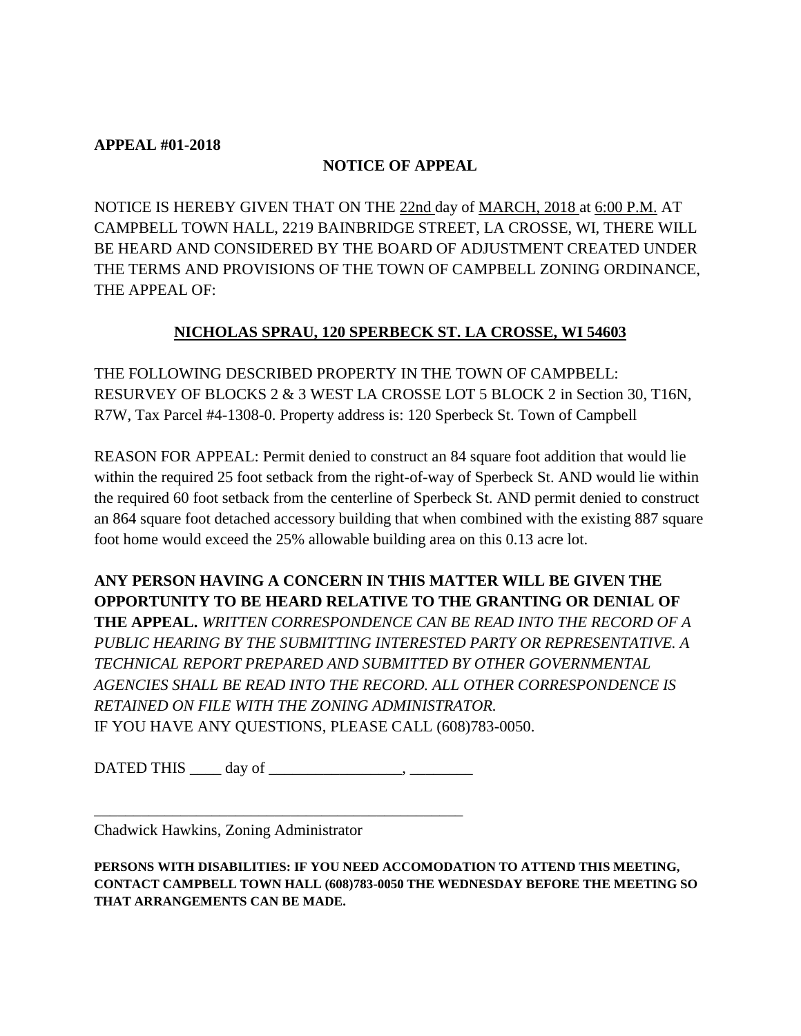**APPEAL #01-2018**

**NOTICE OF APPEAL**

NOTICE IS HEREBY GIVEN THAT ON THE 22nd day of MARCH, 2018 at 6:00 P.M. AT CAMPBELL TOWN HALL, 2219 BAINBRIDGE STREET, LA CROSSE, WI, THERE WILL BE HEARD AND CONSIDERED BY THE BOARD OF ADJUSTMENT CREATED UNDER THE TERMS AND PROVISIONS OF THE TOWN OF CAMPBELL ZONING ORDINANCE, THE APPEAL OF:

**NICHOLAS SPRAU, 120 SPERBECK ST. LA CROSSE, WI 54603**

THE FOLLOWING DESCRIBED PROPERTY IN THE TOWN OF CAMPBELL: RESURVEY OF BLOCKS 2 & 3 WEST LA CROSSE LOT 5 BLOCK 2 in Section 30, T16N, R7W, Tax Parcel #4-1308-0. Property address is: 120 Sperbeck St. Town of Campbell

REASON FOR APPEAL: Permit denied to construct an 84 square foot addition that would lie within the required 25 foot setback from the right-of-way of Sperbeck St. AND would lie within the required 60 foot setback from the centerline of Sperbeck St. AND permit denied to construct an 864 square foot detached accessory building that when combined with the existing 887 square foot home would exceed the 25% allowable building area on this 0.13 acre lot.

**ANY PERSON HAVING A CONCERN IN THIS MATTER WILL BE GIVEN THE OPPORTUNITY TO BE HEARD RELATIVE TO THE GRANTING OR DENIAL OF THE APPEAL.** *WRITTEN CORRESPONDENCE CAN BE READ INTO THE RECORD OF A PUBLIC HEARING BY THE SUBMITTING INTERESTED PARTY OR REPRESENTATIVE. A TECHNICAL REPORT PREPARED AND SUBMITTED BY OTHER GOVERNMENTAL AGENCIES SHALL BE READ INTO THE RECORD. ALL OTHER CORRESPONDENCE IS RETAINED ON FILE WITH THE ZONING ADMINISTRATOR.*
IF YOU HAVE ANY QUESTIONS, PLEASE CALL (608)783-0050.

DATED THIS ____ day of _________________, ________

_________________________________________________
Chadwick Hawkins, Zoning Administrator

**PERSONS WITH DISABILITIES: IF YOU NEED ACCOMODATION TO ATTEND THIS MEETING, CONTACT CAMPBELL TOWN HALL (608)783-0050 THE WEDNESDAY BEFORE THE MEETING SO THAT ARRANGEMENTS CAN BE MADE.**